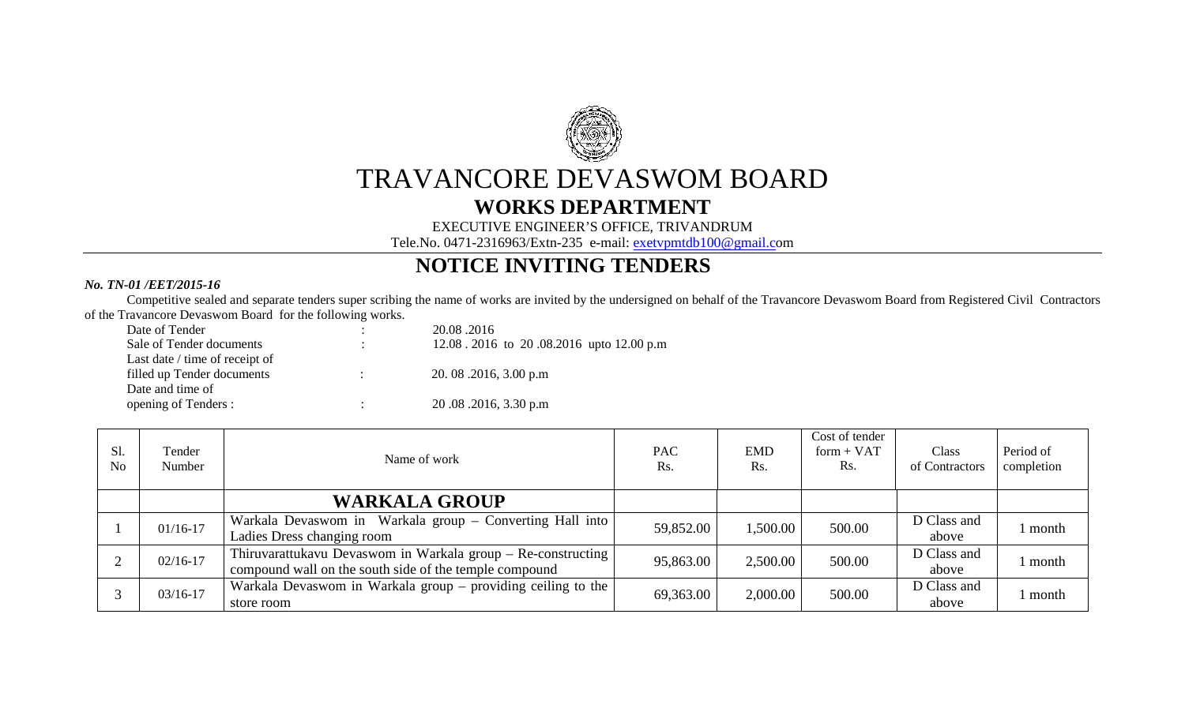# TRAVANCORE DEVASWOM BOARD

## WORKS DEPARTMENT

EXECUTIVE ENGINEER'S OFFICE, TRIVANDRUM

Tele.No. 0471-2316963/Extn-235 e-mail: exetvpmtdb100@gmail.com

## NOTICE INVITING TENDERS

***No. TN-01 /EET/2015-16***

Competitive sealed and separate tenders super scribing the name of works are invited by the undersigned on behalf of the Travancore Devaswom Board from Registered Civil Contractors of the Travancore Devaswom Board for the following works.

| | | |
|---|---|---|
| Date of Tender | : | 20.08 .2016 |
| Sale of Tender documents | : | 12.08 . 2016 to 20 .08.2016 upto 12.00 p.m |
| Last date / time of receipt of filled up Tender documents | : | 20. 08 .2016, 3.00 p.m |
| Date and time of opening of Tenders : | : | 20 .08 .2016, 3.30 p.m |

| Sl. No | Tender Number | Name of work | PAC Rs. | EMD Rs. | Cost of tender form + VAT Rs. | Class of Contractors | Period of completion |
|---|---|---|---|---|---|---|---|
| | | **WARKALA GROUP** | | | | | |
| 1 | 01/16-17 | Warkala Devaswom in Warkala group – Converting Hall into Ladies Dress changing room | 59,852.00 | 1,500.00 | 500.00 | D Class and above | 1 month |
| 2 | 02/16-17 | Thiruvarattukavu Devaswom in Warkala group – Re-constructing compound wall on the south side of the temple compound | 95,863.00 | 2,500.00 | 500.00 | D Class and above | 1 month |
| 3 | 03/16-17 | Warkala Devaswom in Warkala group – providing ceiling to the store room | 69,363.00 | 2,000.00 | 500.00 | D Class and above | 1 month |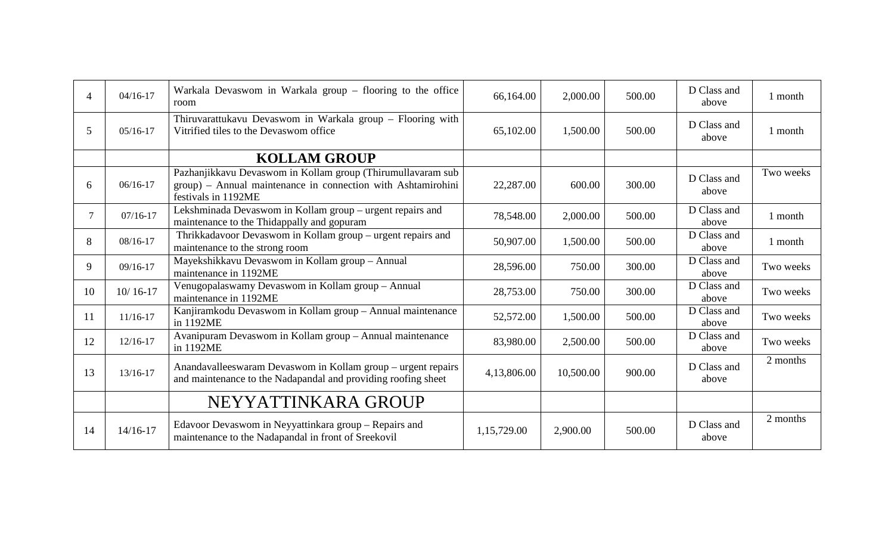| 4 | 04/16-17 | Warkala Devaswom in Warkala group – flooring to the office room | 66,164.00 | 2,000.00 | 500.00 | D Class and above | 1 month |
|---|---|---|---|---|---|---|---|
| 5 | 05/16-17 | Thiruvarattukavu Devaswom in Warkala group – Flooring with Vitrified tiles to the Devaswom office | 65,102.00 | 1,500.00 | 500.00 | D Class and above | 1 month |
| | | **KOLLAM GROUP** | | | | | |
| 6 | 06/16-17 | Pazhanjikkavu Devaswom in Kollam group (Thirumullavaram sub group) – Annual maintenance in connection with Ashtamirohini festivals in 1192ME | 22,287.00 | 600.00 | 300.00 | D Class and above | Two weeks |
| 7 | 07/16-17 | Lekshminada Devaswom in Kollam group – urgent repairs and maintenance to the Thidappally and gopuram | 78,548.00 | 2,000.00 | 500.00 | D Class and above | 1 month |
| 8 | 08/16-17 | Thrikkadavoor Devaswom in Kollam group – urgent repairs and maintenance to the strong room | 50,907.00 | 1,500.00 | 500.00 | D Class and above | 1 month |
| 9 | 09/16-17 | Mayekshikkavu Devaswom in Kollam group – Annual maintenance in 1192ME | 28,596.00 | 750.00 | 300.00 | D Class and above | Two weeks |
| 10 | 10/ 16-17 | Venugopalaswamy Devaswom in Kollam group – Annual maintenance in 1192ME | 28,753.00 | 750.00 | 300.00 | D Class and above | Two weeks |
| 11 | 11/16-17 | Kanjiramkodu Devaswom in Kollam group – Annual maintenance in 1192ME | 52,572.00 | 1,500.00 | 500.00 | D Class and above | Two weeks |
| 12 | 12/16-17 | Avanipuram Devaswom in Kollam group – Annual maintenance in 1192ME | 83,980.00 | 2,500.00 | 500.00 | D Class and above | Two weeks |
| 13 | 13/16-17 | Anandavalleeswaram Devaswom in Kollam group – urgent repairs and maintenance to the Nadapandal and providing roofing sheet | 4,13,806.00 | 10,500.00 | 900.00 | D Class and above | 2 months |
| | | NEYYATTINKARA GROUP | | | | | |
| 14 | 14/16-17 | Edavoor Devaswom in Neyyattinkara group – Repairs and maintenance to the Nadapandal in front of Sreekovil | 1,15,729.00 | 2,900.00 | 500.00 | D Class and above | 2 months |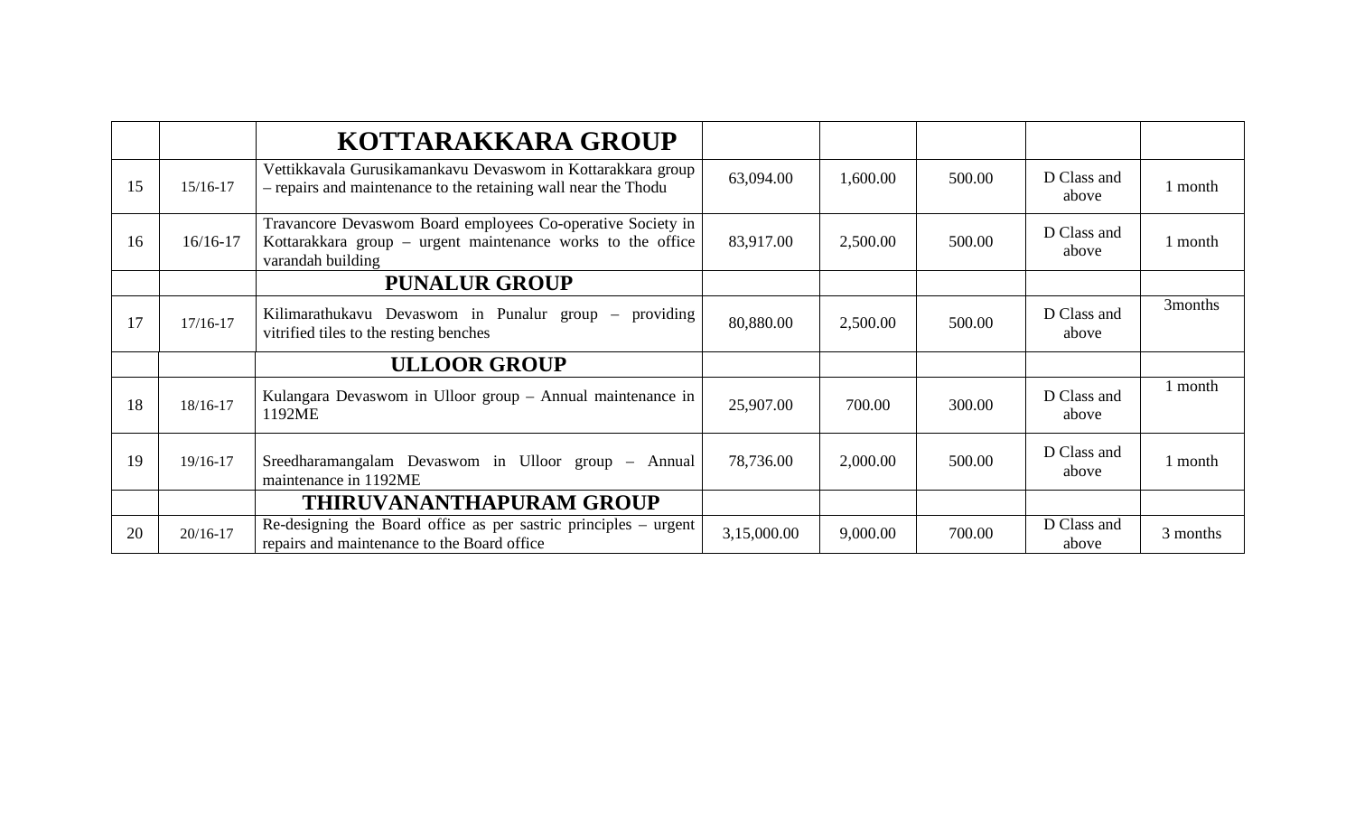| | | **KOTTARAKKARA GROUP** | | | | | |
|---|---|---|---|---|---|---|---|
| 15 | 15/16-17 | Vettikkavala Gurusikamankavu Devaswom in Kottarakkara group – repairs and maintenance to the retaining wall near the Thodu | 63,094.00 | 1,600.00 | 500.00 | D Class and above | 1 month |
| 16 | 16/16-17 | Travancore Devaswom Board employees Co-operative Society in Kottarakkara group – urgent maintenance works to the office varandah building | 83,917.00 | 2,500.00 | 500.00 | D Class and above | 1 month |
| | | **PUNALUR GROUP** | | | | | |
| 17 | 17/16-17 | Kilimarathukavu Devaswom in Punalur group – providing vitrified tiles to the resting benches | 80,880.00 | 2,500.00 | 500.00 | D Class and above | 3months |
| | | **ULLOOR GROUP** | | | | | |
| 18 | 18/16-17 | Kulangara Devaswom in Ulloor group – Annual maintenance in 1192ME | 25,907.00 | 700.00 | 300.00 | D Class and above | 1 month |
| 19 | 19/16-17 | Sreedharamangalam Devaswom in Ulloor group – Annual maintenance in 1192ME | 78,736.00 | 2,000.00 | 500.00 | D Class and above | 1 month |
| | | **THIRUVANANTHAPURAM GROUP** | | | | | |
| 20 | 20/16-17 | Re-designing the Board office as per sastric principles – urgent repairs and maintenance to the Board office | 3,15,000.00 | 9,000.00 | 700.00 | D Class and above | 3 months |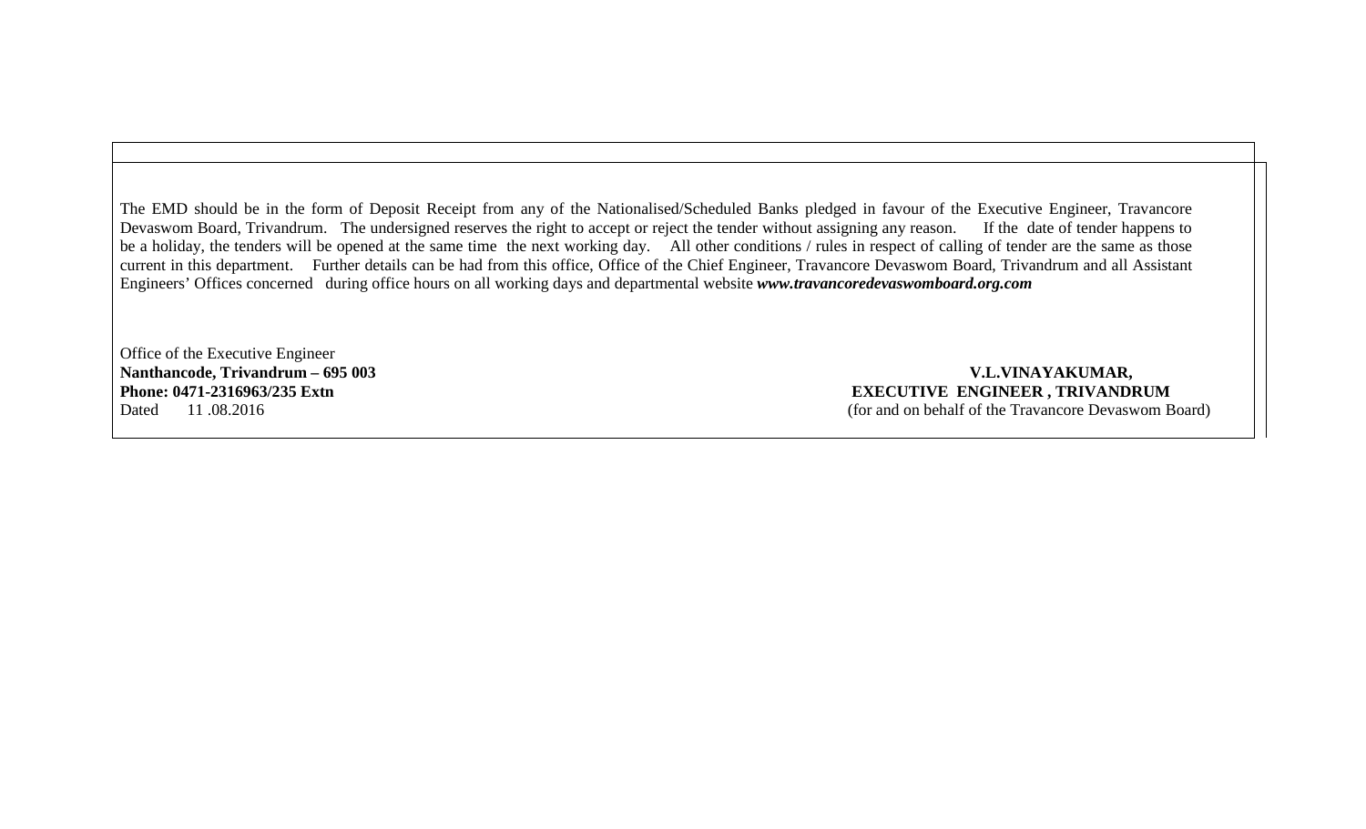The EMD should be in the form of Deposit Receipt from any of the Nationalised/Scheduled Banks pledged in favour of the Executive Engineer, Travancore Devaswom Board, Trivandrum. The undersigned reserves the right to accept or reject the tender without assigning any reason. If the date of tender happens to be a holiday, the tenders will be opened at the same time the next working day. All other conditions / rules in respect of calling of tender are the same as those current in this department. Further details can be had from this office, Office of the Chief Engineer, Travancore Devaswom Board, Trivandrum and all Assistant Engineers' Offices concerned during office hours on all working days and departmental website ***www.travancoredevaswomboard.org.com***

Office of the Executive Engineer
**Nanthancode, Trivandrum – 695 003**
**Phone: 0471-2316963/235 Extn**
Dated 11 .08.2016

**V.L.VINAYAKUMAR,**
**EXECUTIVE ENGINEER , TRIVANDRUM**
(for and on behalf of the Travancore Devaswom Board)